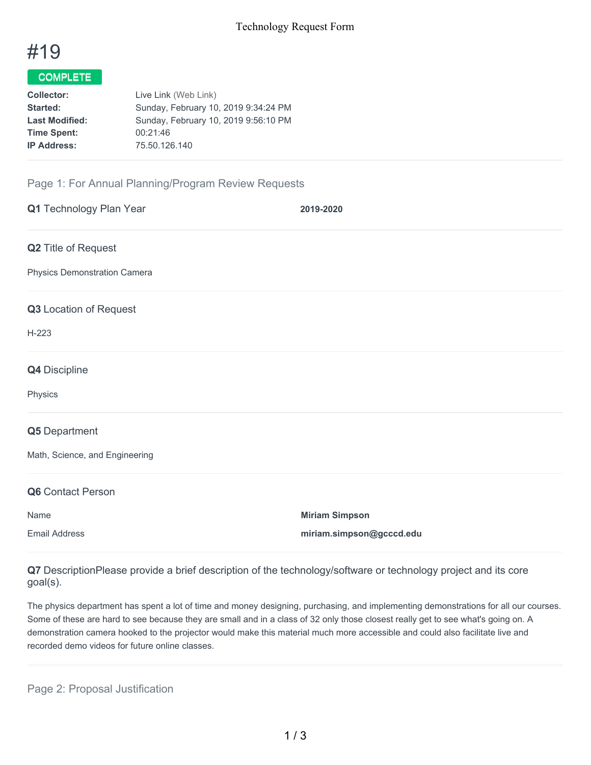# #19

**COMPLETE**

| | |
|---|---|
| **Collector:** | Live Link (Web Link) |
| **Started:** | Sunday, February 10, 2019 9:34:24 PM |
| **Last Modified:** | Sunday, February 10, 2019 9:56:10 PM |
| **Time Spent:** | 00:21:46 |
| **IP Address:** | 75.50.126.140 |

## Page 1: For Annual Planning/Program Review Requests

**Q1** Technology Plan Year

**2019-2020**

**Q2** Title of Request

Physics Demonstration Camera

**Q3** Location of Request

H-223

**Q4** Discipline

Physics

**Q5** Department

Math, Science, and Engineering

**Q6** Contact Person

| | |
|---|---|
| Name | **Miriam Simpson** |
| Email Address | **miriam.simpson@gcccd.edu** |

**Q7** DescriptionPlease provide a brief description of the technology/software or technology project and its core goal(s).

The physics department has spent a lot of time and money designing, purchasing, and implementing demonstrations for all our courses. Some of these are hard to see because they are small and in a class of 32 only those closest really get to see what's going on. A demonstration camera hooked to the projector would make this material much more accessible and could also facilitate live and recorded demo videos for future online classes.

## Page 2: Proposal Justification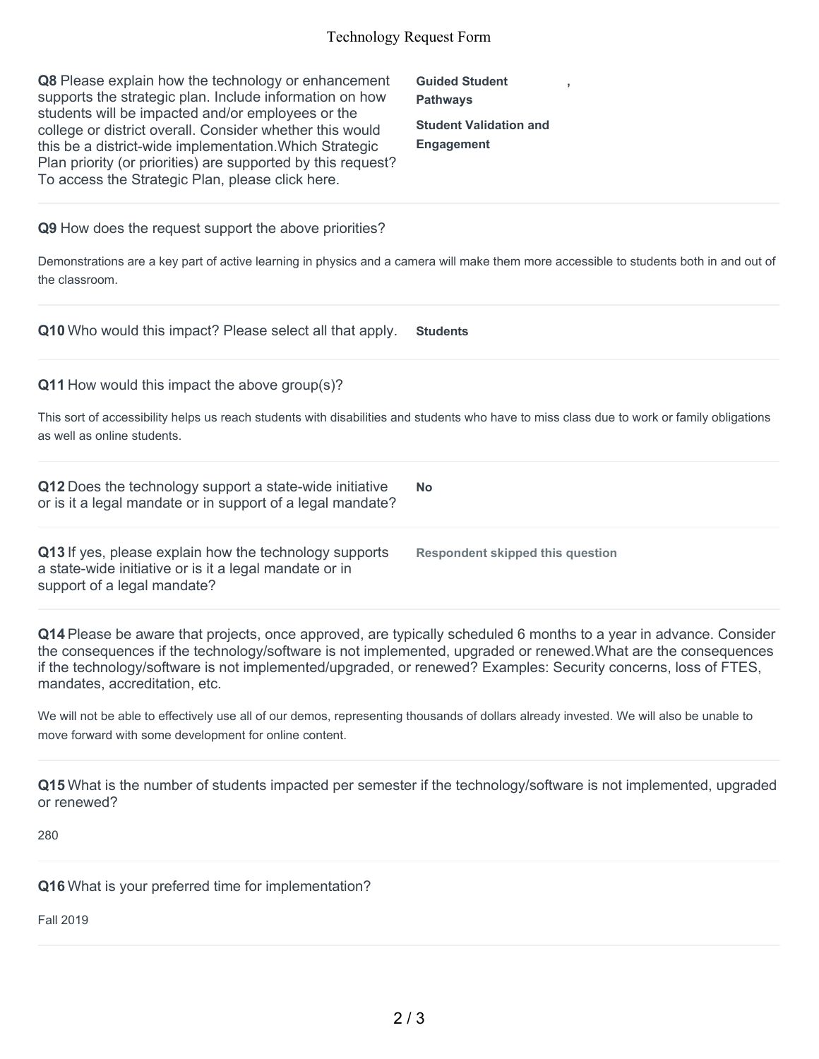**Q8** Please explain how the technology or enhancement supports the strategic plan. Include information on how students will be impacted and/or employees or the college or district overall. Consider whether this would this be a district-wide implementation.Which Strategic Plan priority (or priorities) are supported by this request? To access the Strategic Plan, please click here.

**Guided Student Pathways** ,

**Student Validation and Engagement**

---

**Q9** How does the request support the above priorities?

Demonstrations are a key part of active learning in physics and a camera will make them more accessible to students both in and out of the classroom.

---

**Q10** Who would this impact? Please select all that apply.

**Students**

---

**Q11** How would this impact the above group(s)?

This sort of accessibility helps us reach students with disabilities and students who have to miss class due to work or family obligations as well as online students.

---

**Q12** Does the technology support a state-wide initiative or is it a legal mandate or in support of a legal mandate?

**No**

---

**Q13** If yes, please explain how the technology supports a state-wide initiative or is it a legal mandate or in support of a legal mandate?

**Respondent skipped this question**

---

**Q14** Please be aware that projects, once approved, are typically scheduled 6 months to a year in advance. Consider the consequences if the technology/software is not implemented, upgraded or renewed.What are the consequences if the technology/software is not implemented/upgraded, or renewed? Examples: Security concerns, loss of FTES, mandates, accreditation, etc.

We will not be able to effectively use all of our demos, representing thousands of dollars already invested. We will also be unable to move forward with some development for online content.

---

**Q15** What is the number of students impacted per semester if the technology/software is not implemented, upgraded or renewed?

280

---

**Q16** What is your preferred time for implementation?

Fall 2019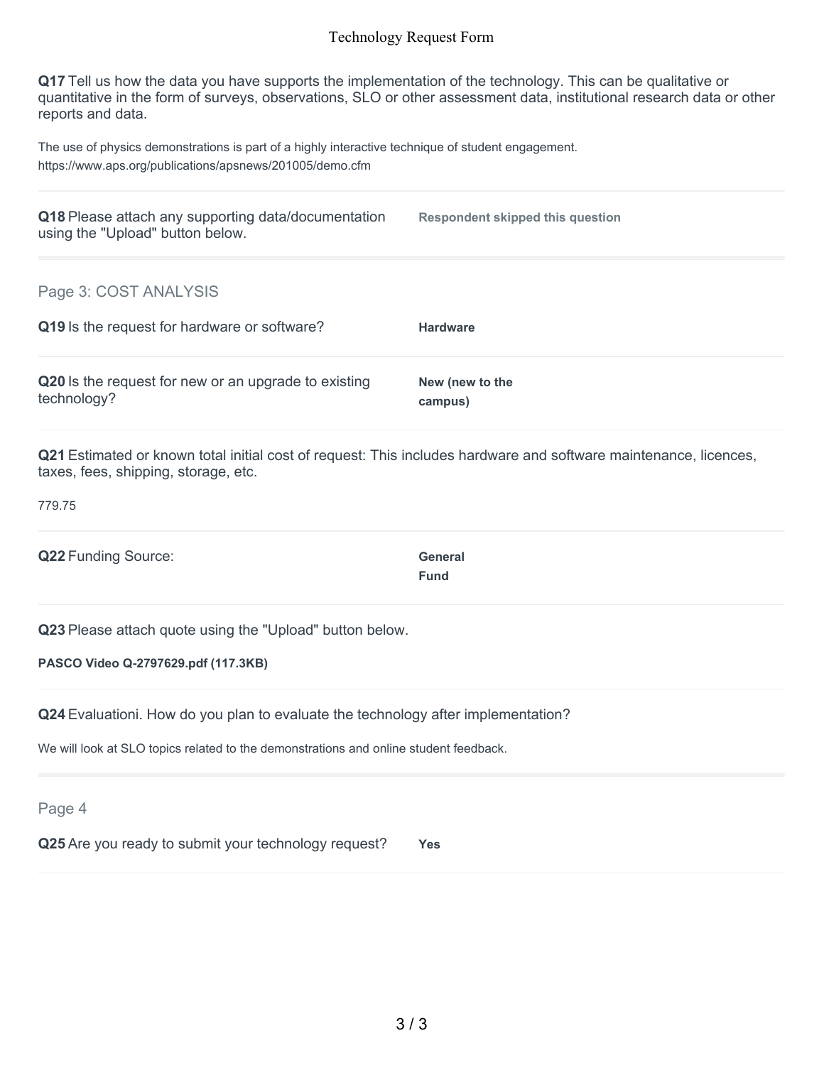**Q17** Tell us how the data you have supports the implementation of the technology. This can be qualitative or quantitative in the form of surveys, observations, SLO or other assessment data, institutional research data or other reports and data.

The use of physics demonstrations is part of a highly interactive technique of student engagement.
https://www.aps.org/publications/apsnews/201005/demo.cfm

**Q18** Please attach any supporting data/documentation using the "Upload" button below.

**Respondent skipped this question**

## Page 3: COST ANALYSIS

**Q19** Is the request for hardware or software?

**Hardware**

**Q20** Is the request for new or an upgrade to existing technology?

**New (new to the campus)**

**Q21** Estimated or known total initial cost of request: This includes hardware and software maintenance, licences, taxes, fees, shipping, storage, etc.

779.75

**Q22** Funding Source:

**General Fund**

**Q23** Please attach quote using the "Upload" button below.

**PASCO Video Q-2797629.pdf (117.3KB)**

**Q24** Evaluationi. How do you plan to evaluate the technology after implementation?

We will look at SLO topics related to the demonstrations and online student feedback.

## Page 4

**Q25** Are you ready to submit your technology request?

**Yes**